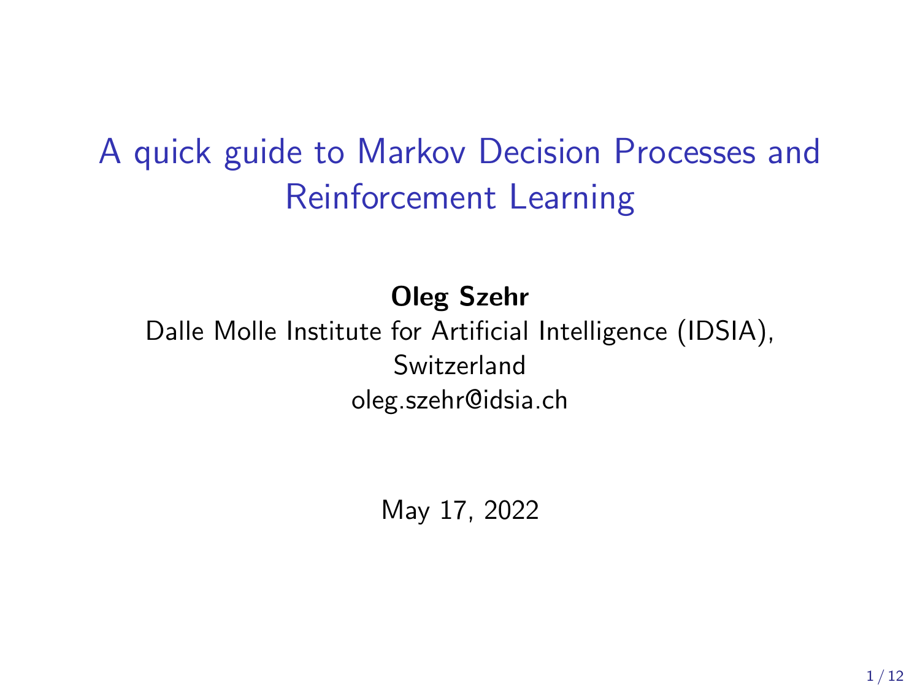# A quick guide to Markov Decision Processes and Reinforcement Learning

**Oleg Szehr**

Dalle Molle Institute for Artificial Intelligence (IDSIA), Switzerland

oleg.szehr@idsia.ch

May 17, 2022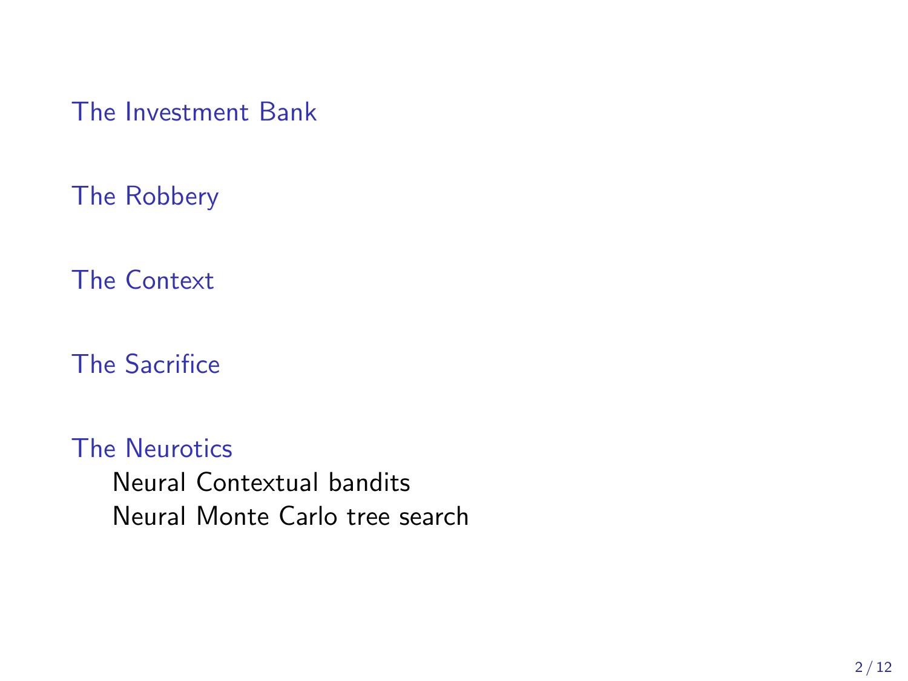- The Investment Bank
- The Robbery
- The Context
- The Sacrifice
- The Neurotics
  - Neural Contextual bandits
  - Neural Monte Carlo tree search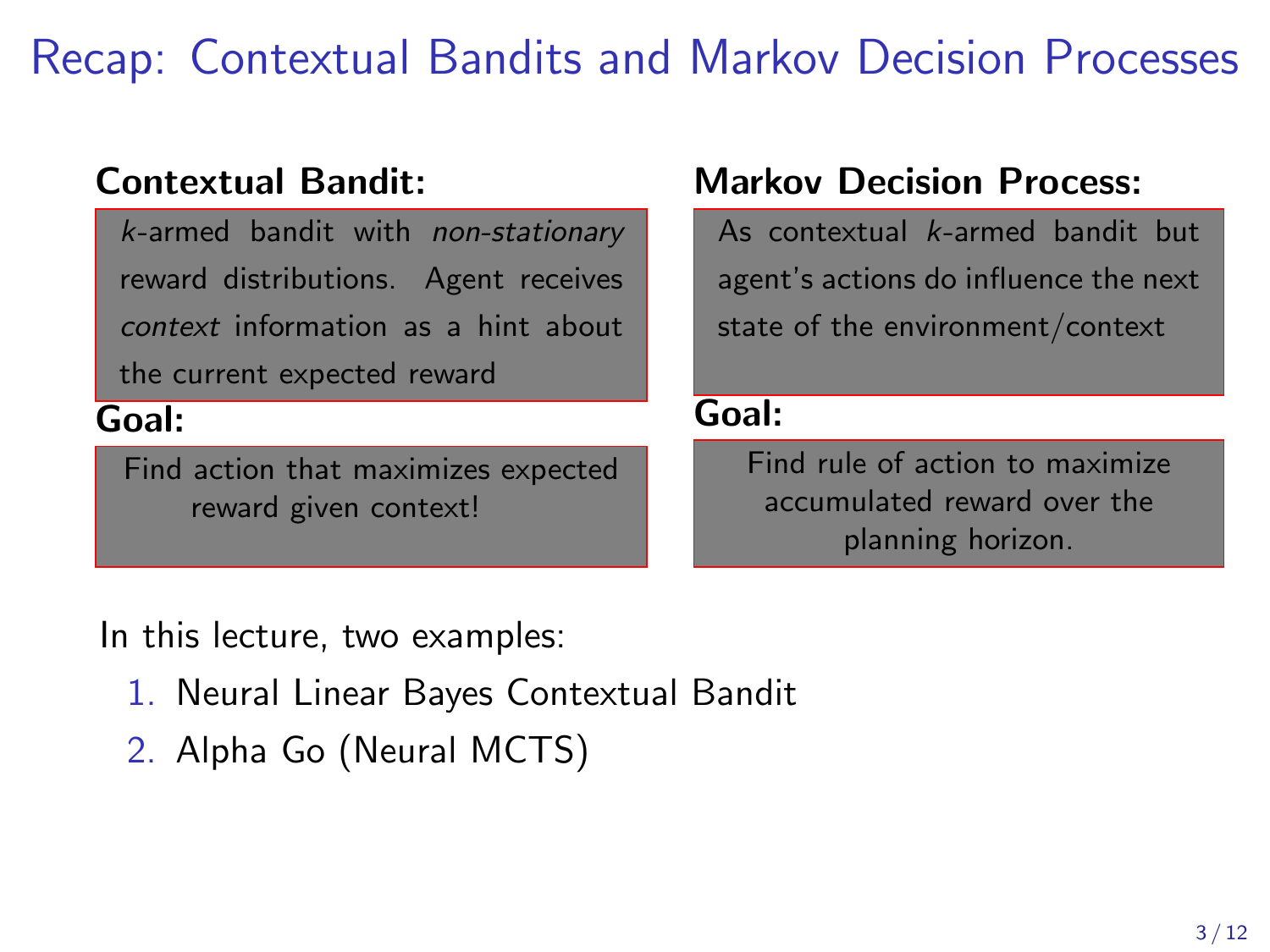# Recap: Contextual Bandits and Markov Decision Processes

**Contextual Bandit:**

$k$-armed bandit with *non-stationary* reward distributions. Agent receives *context* information as a hint about the current expected reward

**Goal:**

Find action that maximizes expected reward given context!

**Markov Decision Process:**

As contextual $k$-armed bandit but agent's actions do influence the next state of the environment/context

**Goal:**

Find rule of action to maximize accumulated reward over the planning horizon.

In this lecture, two examples:

1. Neural Linear Bayes Contextual Bandit
2. Alpha Go (Neural MCTS)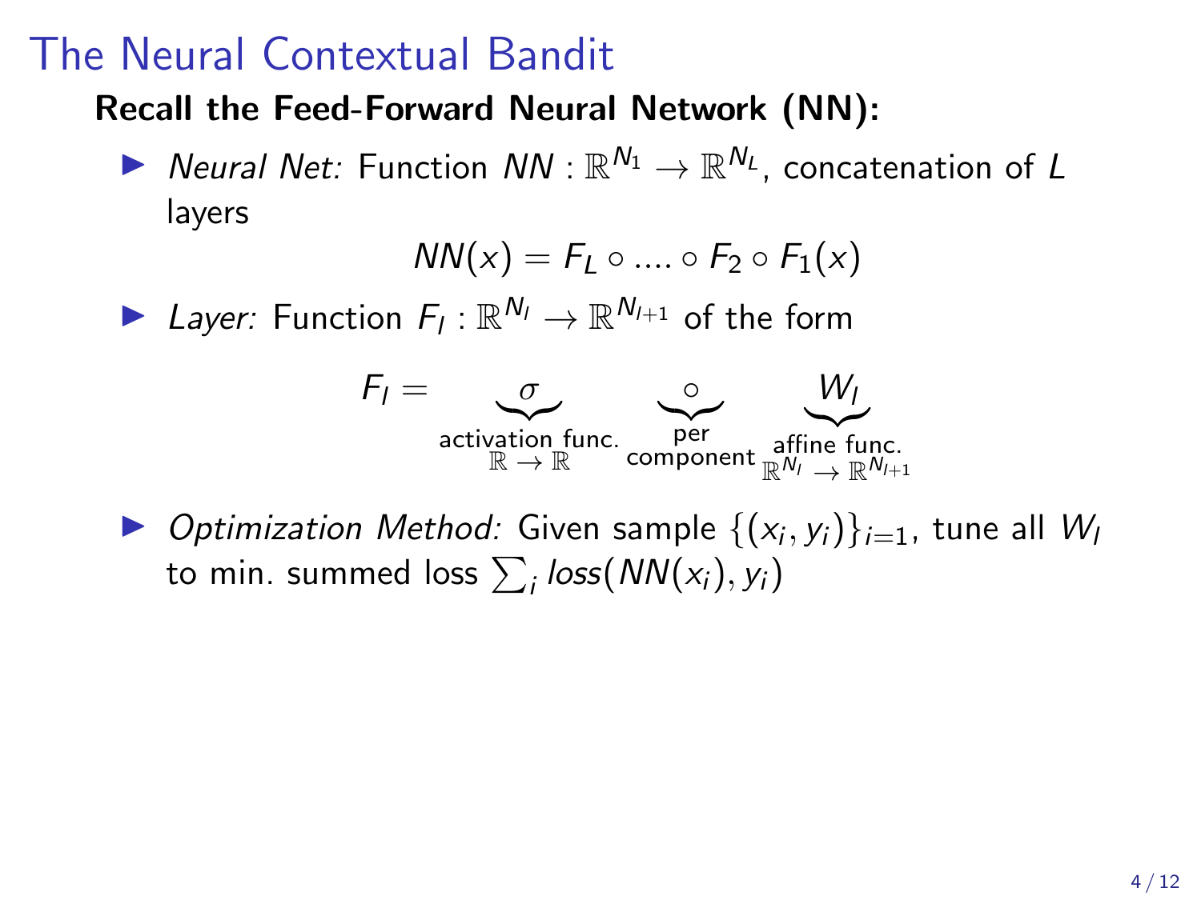# The Neural Contextual Bandit

**Recall the Feed-Forward Neural Network (NN):**

- *Neural Net:* Function $NN : \mathbb{R}^{N_1} \to \mathbb{R}^{N_L}$, concatenation of $L$ layers

$$NN(x) = F_L \circ .... \circ F_2 \circ F_1(x)$$

- *Layer:* Function $F_l : \mathbb{R}^{N_l} \to \mathbb{R}^{N_{l+1}}$ of the form

$$F_l = \underbrace{\sigma}_{\substack{\text{activation func.} \\ \mathbb{R} \to \mathbb{R}}} \quad \underbrace{\circ}_{\substack{\text{per} \\ \text{component}}} \quad \underbrace{W_l}_{\substack{\text{affine func.} \\ \mathbb{R}^{N_l} \to \mathbb{R}^{N_{l+1}}}}$$

- *Optimization Method:* Given sample $\{(x_i, y_i)\}_{i=1}$, tune all $W_l$ to min. summed loss $\sum_i loss(NN(x_i), y_i)$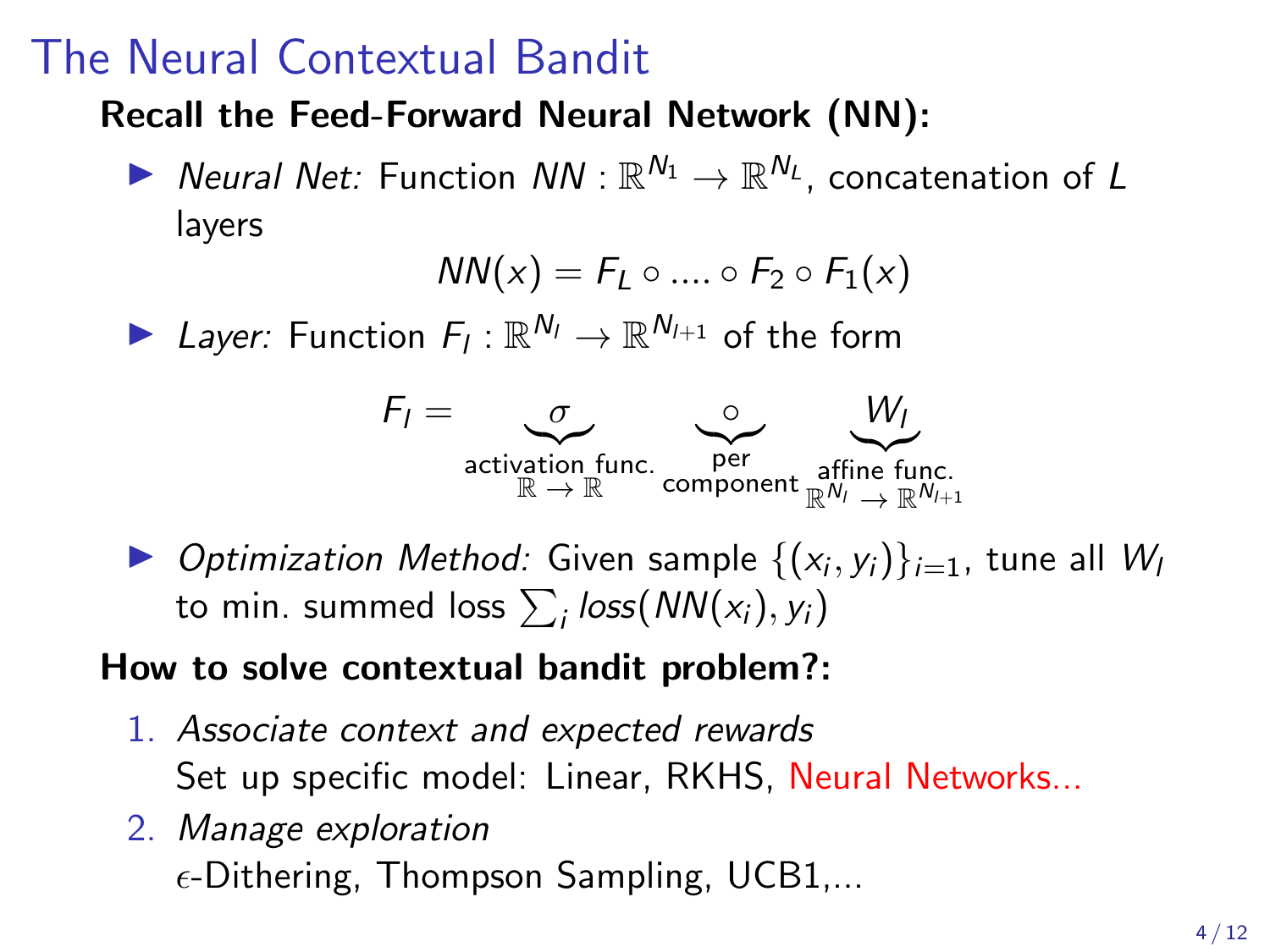# The Neural Contextual Bandit

**Recall the Feed-Forward Neural Network (NN):**

- *Neural Net:* Function $NN : \mathbb{R}^{N_1} \to \mathbb{R}^{N_L}$, concatenation of $L$ layers

$$NN(x) = F_L \circ .... \circ F_2 \circ F_1(x)$$

- *Layer:* Function $F_l : \mathbb{R}^{N_l} \to \mathbb{R}^{N_{l+1}}$ of the form

$$F_l = \underbrace{\sigma}_{\substack{\text{activation func.} \\ \mathbb{R} \to \mathbb{R}}} \quad \underbrace{\circ}_{\substack{\text{per} \\ \text{component}}} \quad \underbrace{W_l}_{\substack{\text{affine func.} \\ \mathbb{R}^{N_l} \to \mathbb{R}^{N_{l+1}}}}$$

- *Optimization Method:* Given sample $\{(x_i, y_i)\}_{i=1}$, tune all $W_l$ to min. summed loss $\sum_i loss(NN(x_i), y_i)$

**How to solve contextual bandit problem?:**

1. *Associate context and expected rewards*
   Set up specific model: Linear, RKHS, Neural Networks...
2. *Manage exploration*
   $\epsilon$-Dithering, Thompson Sampling, UCB1,...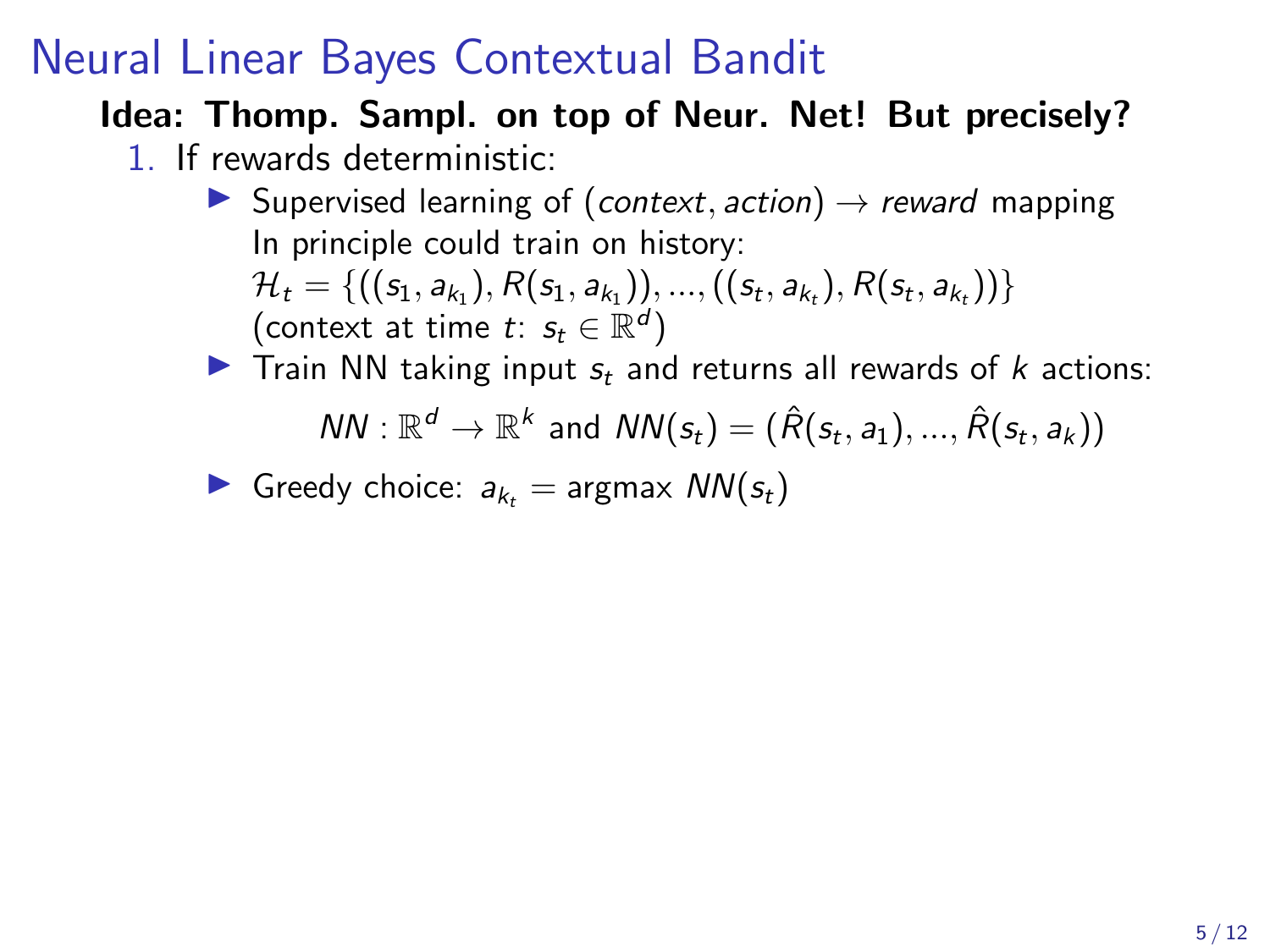# Neural Linear Bayes Contextual Bandit

**Idea: Thomp. Sampl. on top of Neur. Net! But precisely?**

1. If rewards deterministic:
   - Supervised learning of (*context*, *action*) $\rightarrow$ *reward* mapping
     In principle could train on history:
     $\mathcal{H}_t = \{((s_1, a_{k_1}), R(s_1, a_{k_1})), ..., ((s_t, a_{k_t}), R(s_t, a_{k_t}))\}$
     (context at time $t$: $s_t \in \mathbb{R}^d$)
   - Train NN taking input $s_t$ and returns all rewards of $k$ actions:

     $$NN : \mathbb{R}^d \rightarrow \mathbb{R}^k \text{ and } NN(s_t) = (\hat{R}(s_t, a_1), ..., \hat{R}(s_t, a_k))$$

   - Greedy choice: $a_{k_t} = \text{argmax } NN(s_t)$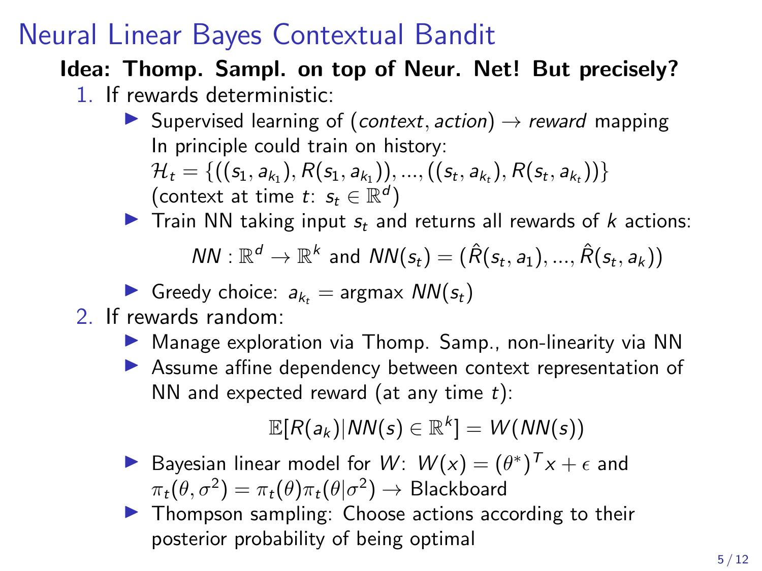# Neural Linear Bayes Contextual Bandit

**Idea: Thomp. Sampl. on top of Neur. Net! But precisely?**

1. If rewards deterministic:
   - Supervised learning of (*context*, *action*) $\rightarrow$ *reward* mapping
     In principle could train on history:
     $\mathcal{H}_t = \{((s_1, a_{k_1}), R(s_1, a_{k_1})), ..., ((s_t, a_{k_t}), R(s_t, a_{k_t}))\}$
     (context at time $t$: $s_t \in \mathbb{R}^d$)
   - Train NN taking input $s_t$ and returns all rewards of $k$ actions:
     $$NN : \mathbb{R}^d \rightarrow \mathbb{R}^k \text{ and } NN(s_t) = (\hat{R}(s_t, a_1), ..., \hat{R}(s_t, a_k))$$
   - Greedy choice: $a_{k_t} = \text{argmax } NN(s_t)$
2. If rewards random:
   - Manage exploration via Thomp. Samp., non-linearity via NN
   - Assume affine dependency between context representation of NN and expected reward (at any time $t$):
     $$\mathbb{E}[R(a_k)|NN(s) \in \mathbb{R}^k] = W(NN(s))$$
   - Bayesian linear model for $W$: $W(x) = (\theta^*)^T x + \epsilon$ and $\pi_t(\theta, \sigma^2) = \pi_t(\theta)\pi_t(\theta|\sigma^2) \rightarrow$ Blackboard
   - Thompson sampling: Choose actions according to their posterior probability of being optimal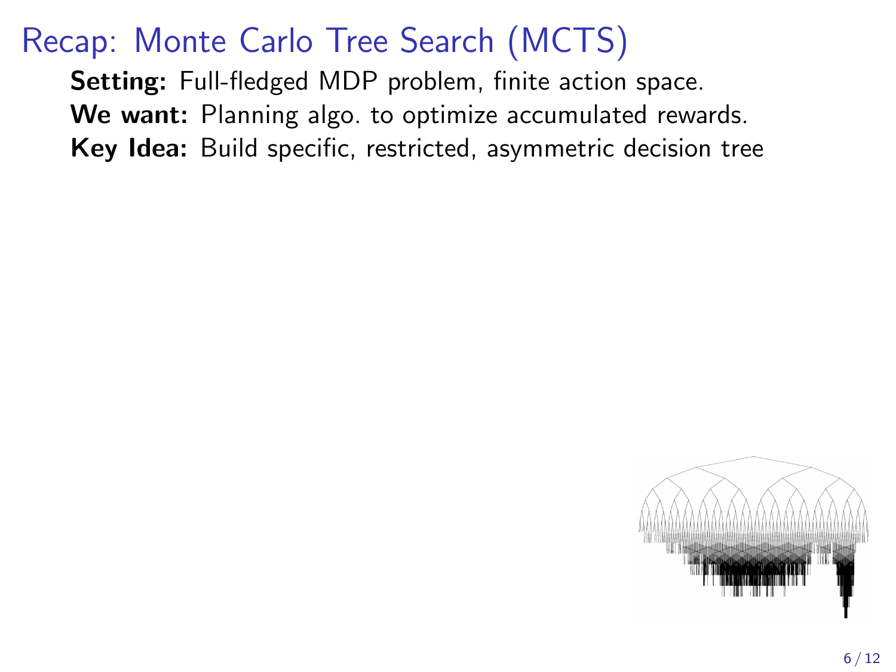# Recap: Monte Carlo Tree Search (MCTS)

**Setting:** Full-fledged MDP problem, finite action space.

**We want:** Planning algo. to optimize accumulated rewards.

**Key Idea:** Build specific, restricted, asymmetric decision tree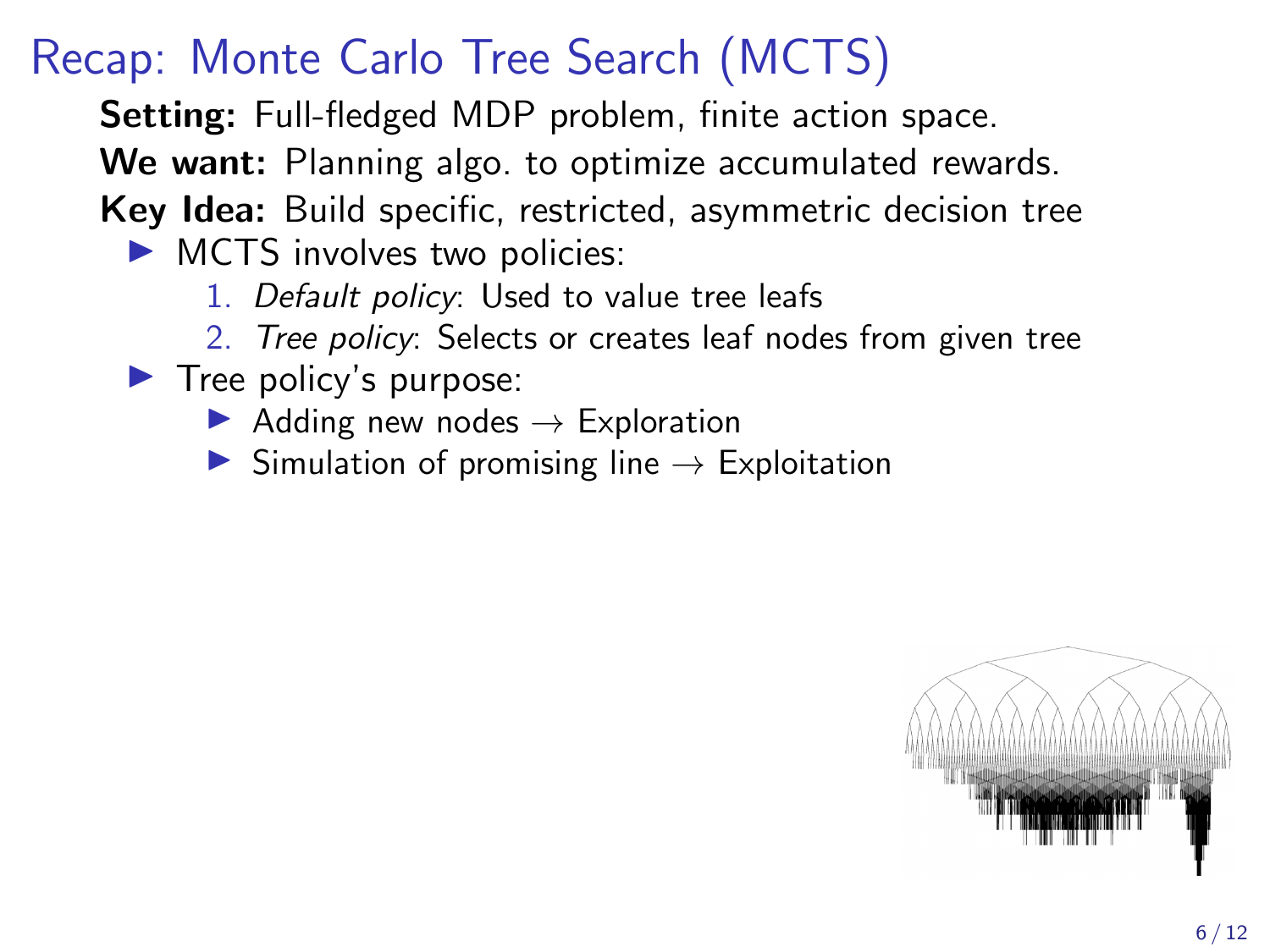# Recap: Monte Carlo Tree Search (MCTS)

**Setting:** Full-fledged MDP problem, finite action space.

**We want:** Planning algo. to optimize accumulated rewards.

**Key Idea:** Build specific, restricted, asymmetric decision tree

- MCTS involves two policies:
  1. *Default policy*: Used to value tree leafs
  2. *Tree policy*: Selects or creates leaf nodes from given tree
- Tree policy's purpose:
  - Adding new nodes → Exploration
  - Simulation of promising line → Exploitation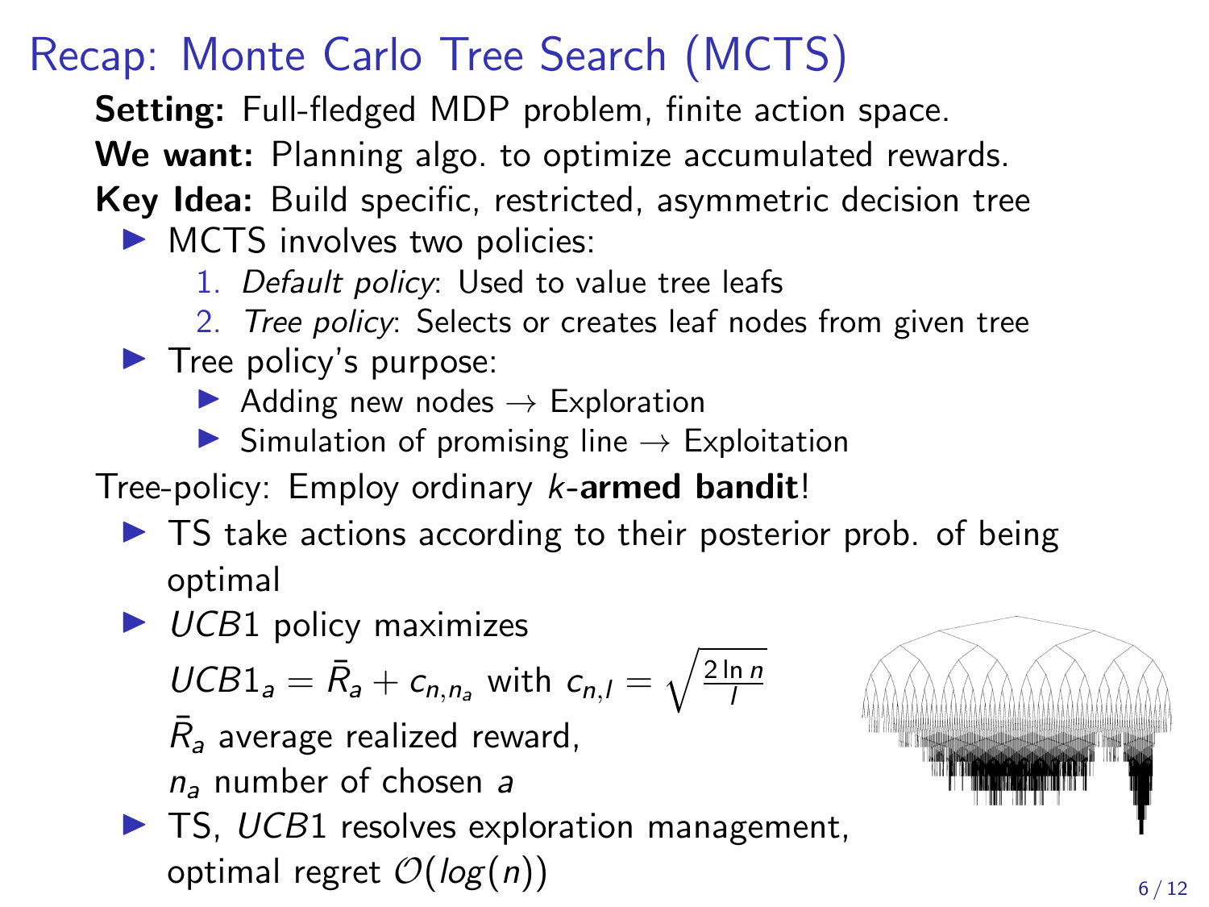# Recap: Monte Carlo Tree Search (MCTS)

**Setting:** Full-fledged MDP problem, finite action space.

**We want:** Planning algo. to optimize accumulated rewards.

**Key Idea:** Build specific, restricted, asymmetric decision tree

- MCTS involves two policies:
  1. *Default policy*: Used to value tree leafs
  2. *Tree policy*: Selects or creates leaf nodes from given tree
- Tree policy's purpose:
  - Adding new nodes → Exploration
  - Simulation of promising line → Exploitation

Tree-policy: Employ ordinary $k$-**armed bandit**!

- TS take actions according to their posterior prob. of being optimal
- $UCB1$ policy maximizes

  $UCB1_a = \bar{R}_a + c_{n,n_a}$ with $c_{n,l} = \sqrt{\frac{2 \ln n}{l}}$

  $\bar{R}_a$ average realized reward,

  $n_a$ number of chosen $a$
- TS, $UCB1$ resolves exploration management, optimal regret $\mathcal{O}(log(n))$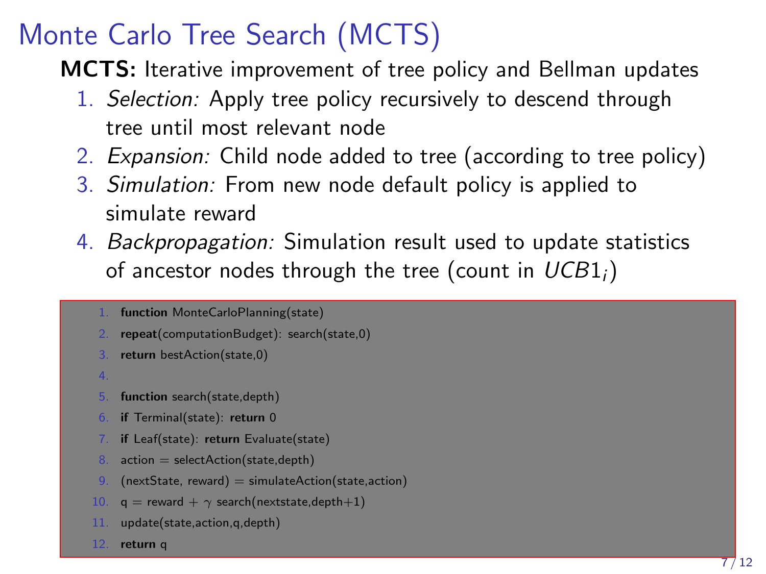# Monte Carlo Tree Search (MCTS)

**MCTS:** Iterative improvement of tree policy and Bellman updates

1. *Selection:* Apply tree policy recursively to descend through tree until most relevant node
2. *Expansion:* Child node added to tree (according to tree policy)
3. *Simulation:* From new node default policy is applied to simulate reward
4. *Backpropagation:* Simulation result used to update statistics of ancestor nodes through the tree (count in $UCB1_i$)

```
1.  function MonteCarloPlanning(state)
2.  repeat(computationBudget): search(state,0)
3.  return bestAction(state,0)
4.
5.  function search(state,depth)
6.  if Terminal(state): return 0
7.  if Leaf(state): return Evaluate(state)
8.  action = selectAction(state,depth)
9.  (nextState, reward) = simulateAction(state,action)
10. q = reward + γ search(nextstate,depth+1)
11. update(state,action,q,depth)
12. return q
```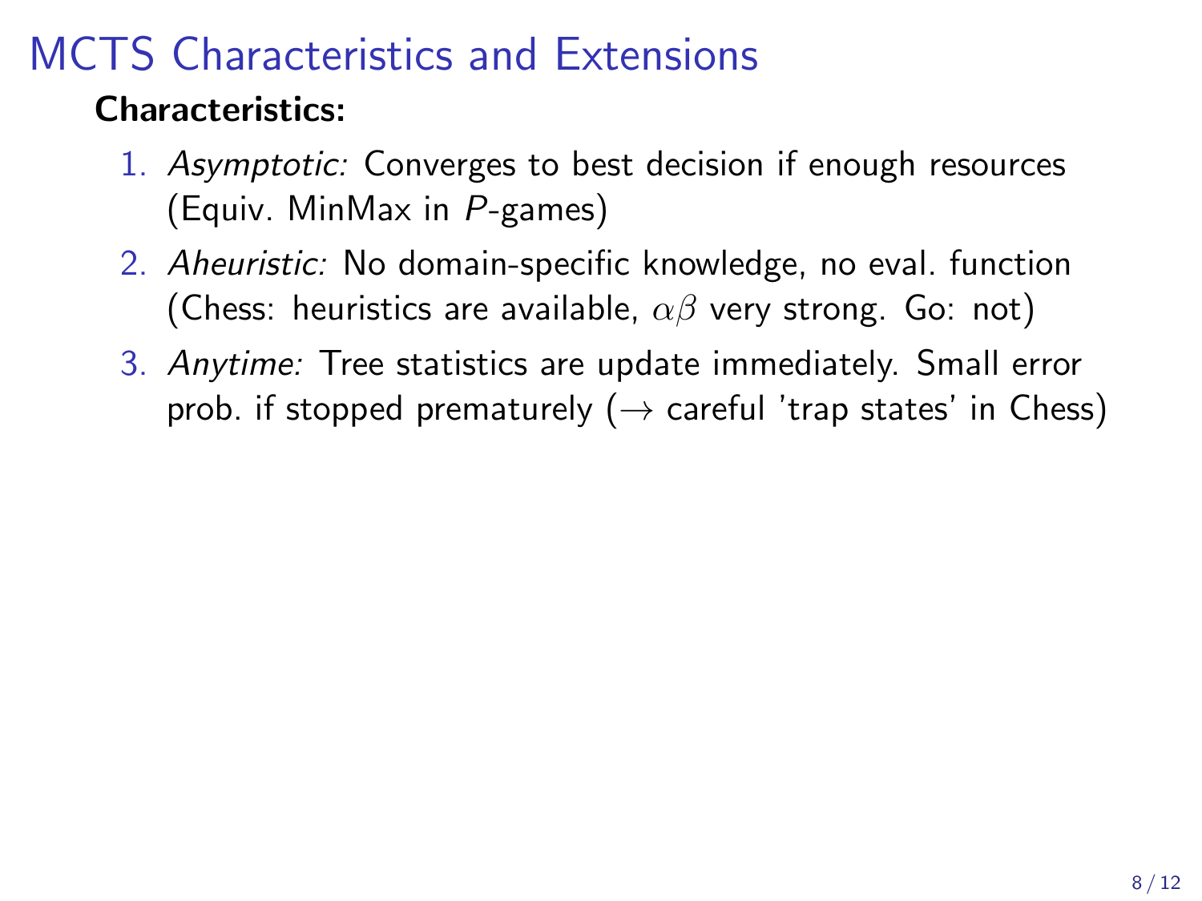# MCTS Characteristics and Extensions

**Characteristics:**

1. *Asymptotic:* Converges to best decision if enough resources (Equiv. MinMax in $P$-games)
2. *Aheuristic:* No domain-specific knowledge, no eval. function (Chess: heuristics are available, $\alpha\beta$ very strong. Go: not)
3. *Anytime:* Tree statistics are update immediately. Small error prob. if stopped prematurely ($\rightarrow$ careful 'trap states' in Chess)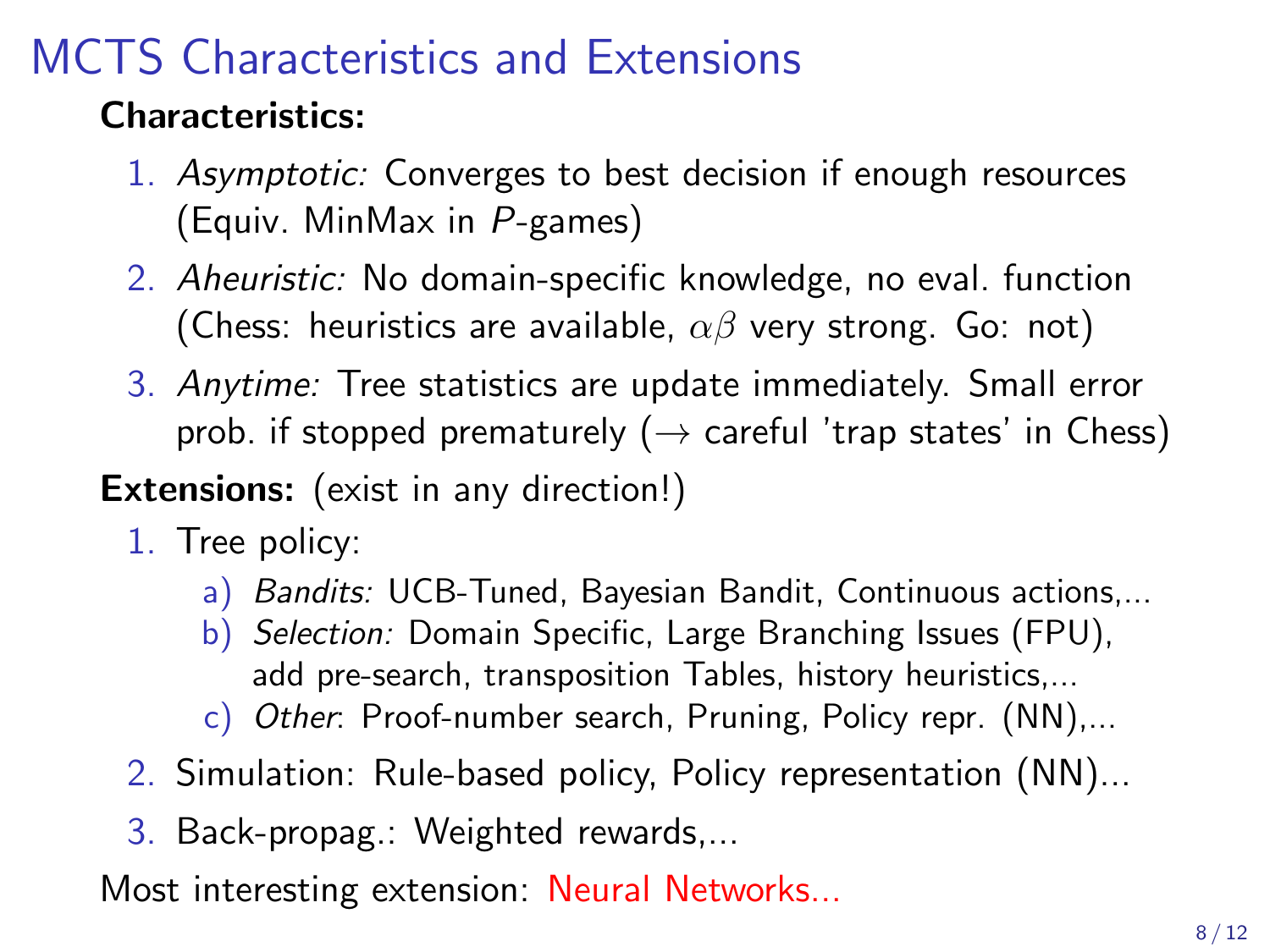# MCTS Characteristics and Extensions

**Characteristics:**

1. *Asymptotic:* Converges to best decision if enough resources (Equiv. MinMax in $P$-games)
2. *Aheuristic:* No domain-specific knowledge, no eval. function (Chess: heuristics are available, $\alpha\beta$ very strong. Go: not)
3. *Anytime:* Tree statistics are update immediately. Small error prob. if stopped prematurely ($\rightarrow$ careful 'trap states' in Chess)

**Extensions:** (exist in any direction!)

1. Tree policy:
   a) *Bandits:* UCB-Tuned, Bayesian Bandit, Continuous actions,...
   b) *Selection:* Domain Specific, Large Branching Issues (FPU), add pre-search, transposition Tables, history heuristics,...
   c) *Other*: Proof-number search, Pruning, Policy repr. (NN),...
2. Simulation: Rule-based policy, Policy representation (NN)...
3. Back-propag.: Weighted rewards,...

Most interesting extension: Neural Networks...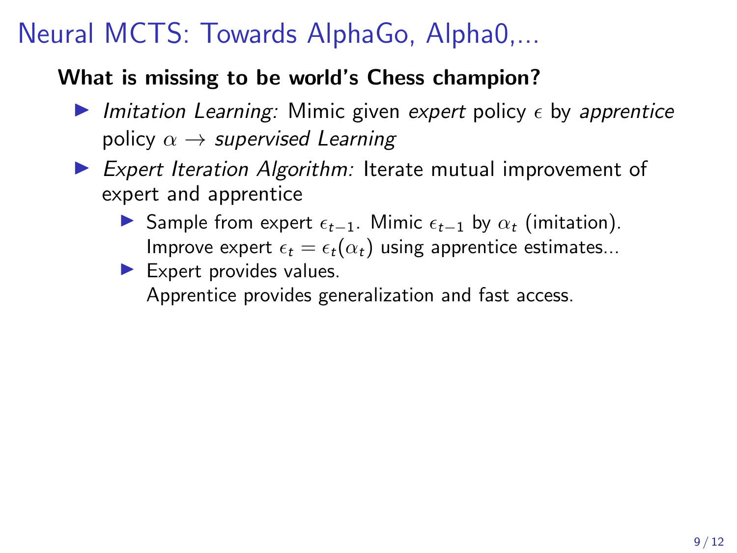# Neural MCTS: Towards AlphaGo, Alpha0,...

**What is missing to be world's Chess champion?**

- *Imitation Learning:* Mimic given *expert* policy $\epsilon$ by *apprentice* policy $\alpha \rightarrow$ *supervised Learning*
- *Expert Iteration Algorithm:* Iterate mutual improvement of expert and apprentice
  - Sample from expert $\epsilon_{t-1}$. Mimic $\epsilon_{t-1}$ by $\alpha_t$ (imitation). Improve expert $\epsilon_t = \epsilon_t(\alpha_t)$ using apprentice estimates...
  - Expert provides values.
    Apprentice provides generalization and fast access.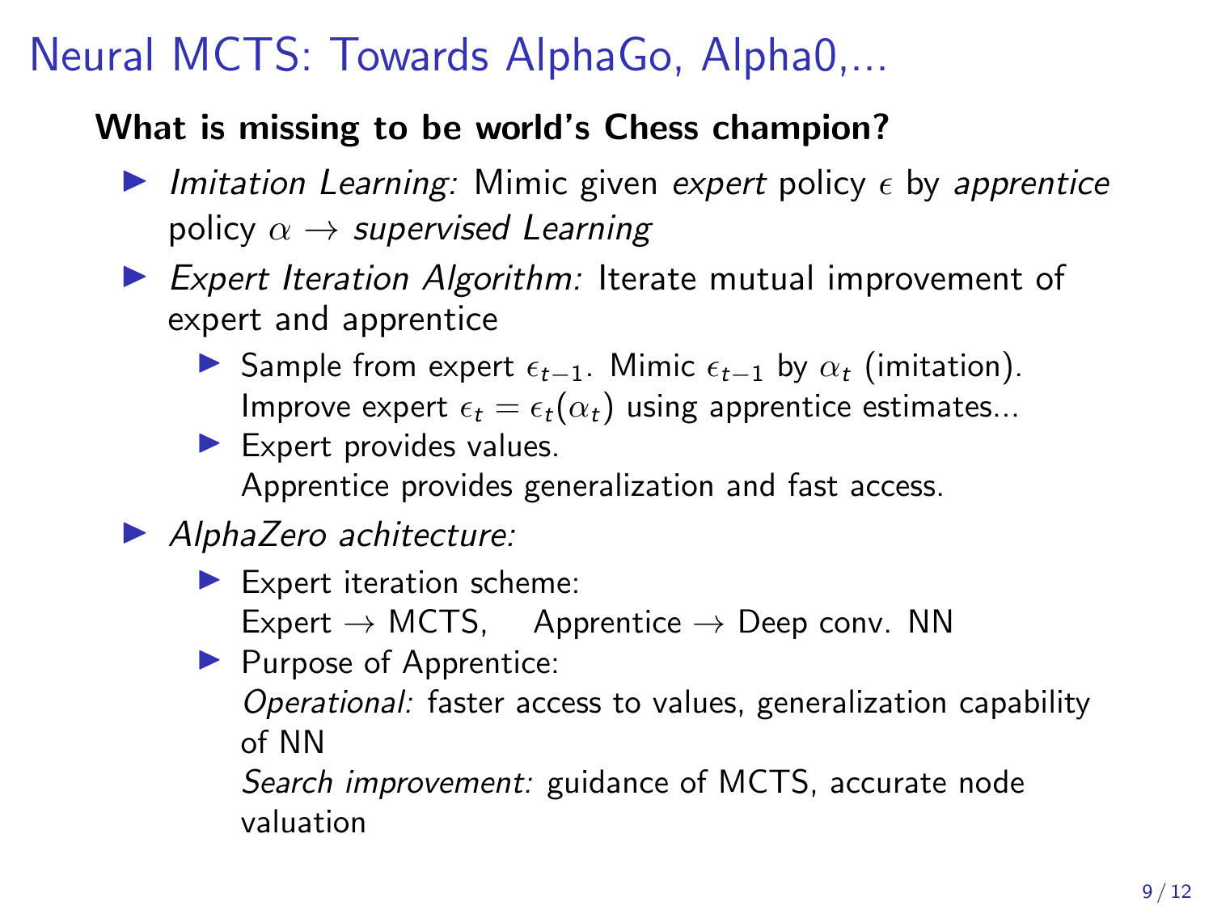# Neural MCTS: Towards AlphaGo, Alpha0,...

**What is missing to be world's Chess champion?**

- *Imitation Learning:* Mimic given *expert* policy $\epsilon$ by *apprentice* policy $\alpha$ $\rightarrow$ *supervised Learning*
- *Expert Iteration Algorithm:* Iterate mutual improvement of expert and apprentice
  - Sample from expert $\epsilon_{t-1}$. Mimic $\epsilon_{t-1}$ by $\alpha_t$ (imitation). Improve expert $\epsilon_t = \epsilon_t(\alpha_t)$ using apprentice estimates...
  - Expert provides values.
    Apprentice provides generalization and fast access.
- *AlphaZero achitecture:*
  - Expert iteration scheme:
    Expert $\rightarrow$ MCTS,    Apprentice $\rightarrow$ Deep conv. NN
  - Purpose of Apprentice:
    *Operational:* faster access to values, generalization capability of NN
    *Search improvement:* guidance of MCTS, accurate node valuation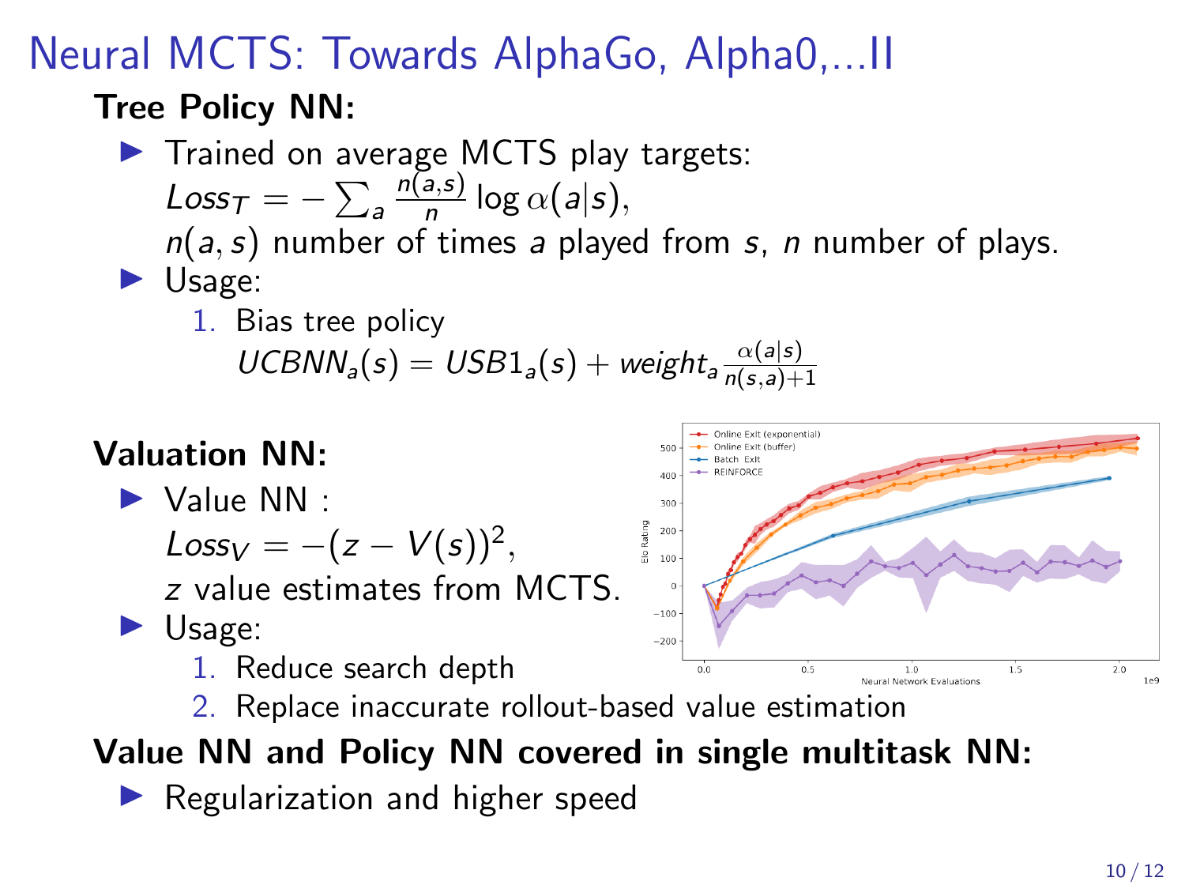# Neural MCTS: Towards AlphaGo, Alpha0,...II

**Tree Policy NN:**

- Trained on average MCTS play targets:
  $Loss_T = -\sum_a \frac{n(a,s)}{n} \log \alpha(a|s)$,
  $n(a,s)$ number of times $a$ played from $s$, $n$ number of plays.
- Usage:
  1. Bias tree policy
     $UCBNN_a(s) = USB1_a(s) + weight_a \frac{\alpha(a|s)}{n(s,a)+1}$

**Valuation NN:**

- Value NN :
  $Loss_V = -(z - V(s))^2$,
  $z$ value estimates from MCTS.
- Usage:
  1. Reduce search depth
  2. Replace inaccurate rollout-based value estimation

**Value NN and Policy NN covered in single multitask NN:**

- Regularization and higher speed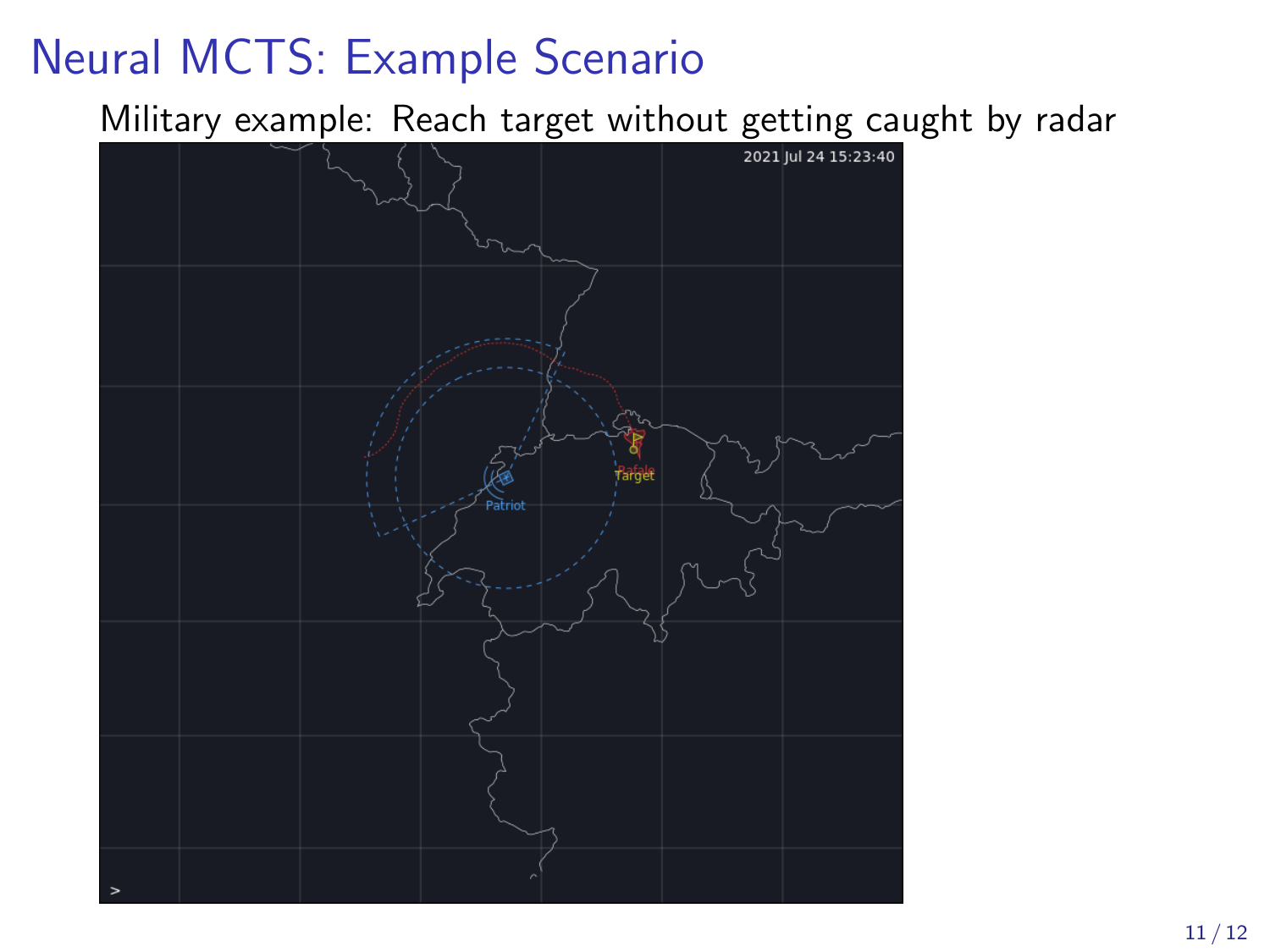# Neural MCTS: Example Scenario

Military example: Reach target without getting caught by radar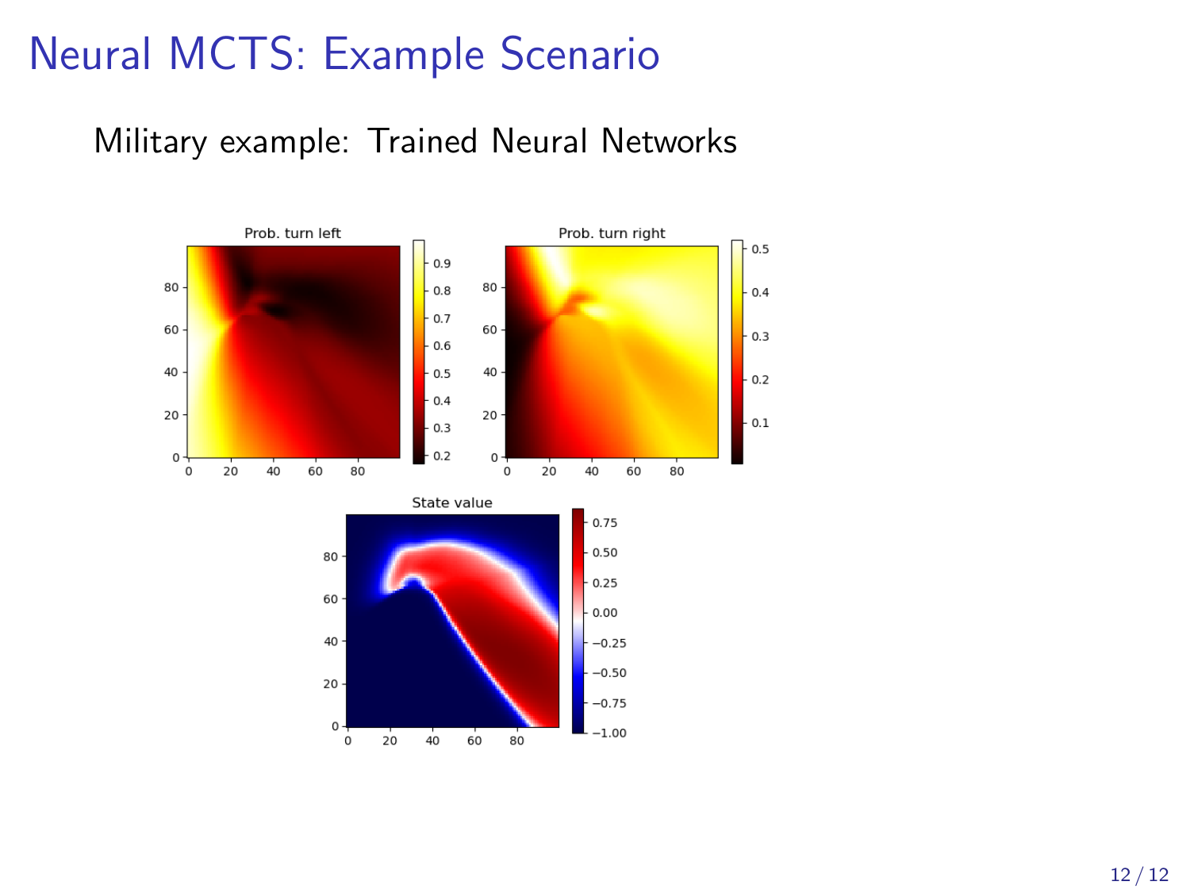# Neural MCTS: Example Scenario

Military example: Trained Neural Networks

Prob. turn left

0 20 40 60 80

0 20 40 60 80

0.2 0.3 0.4 0.5 0.6 0.7 0.8 0.9

Prob. turn right

0 20 40 60 80

0 20 40 60 80

0.1 0.2 0.3 0.4 0.5

State value

0 20 40 60 80

0 20 40 60 80

−1.00 −0.75 −0.50 −0.25 0.00 0.25 0.50 0.75